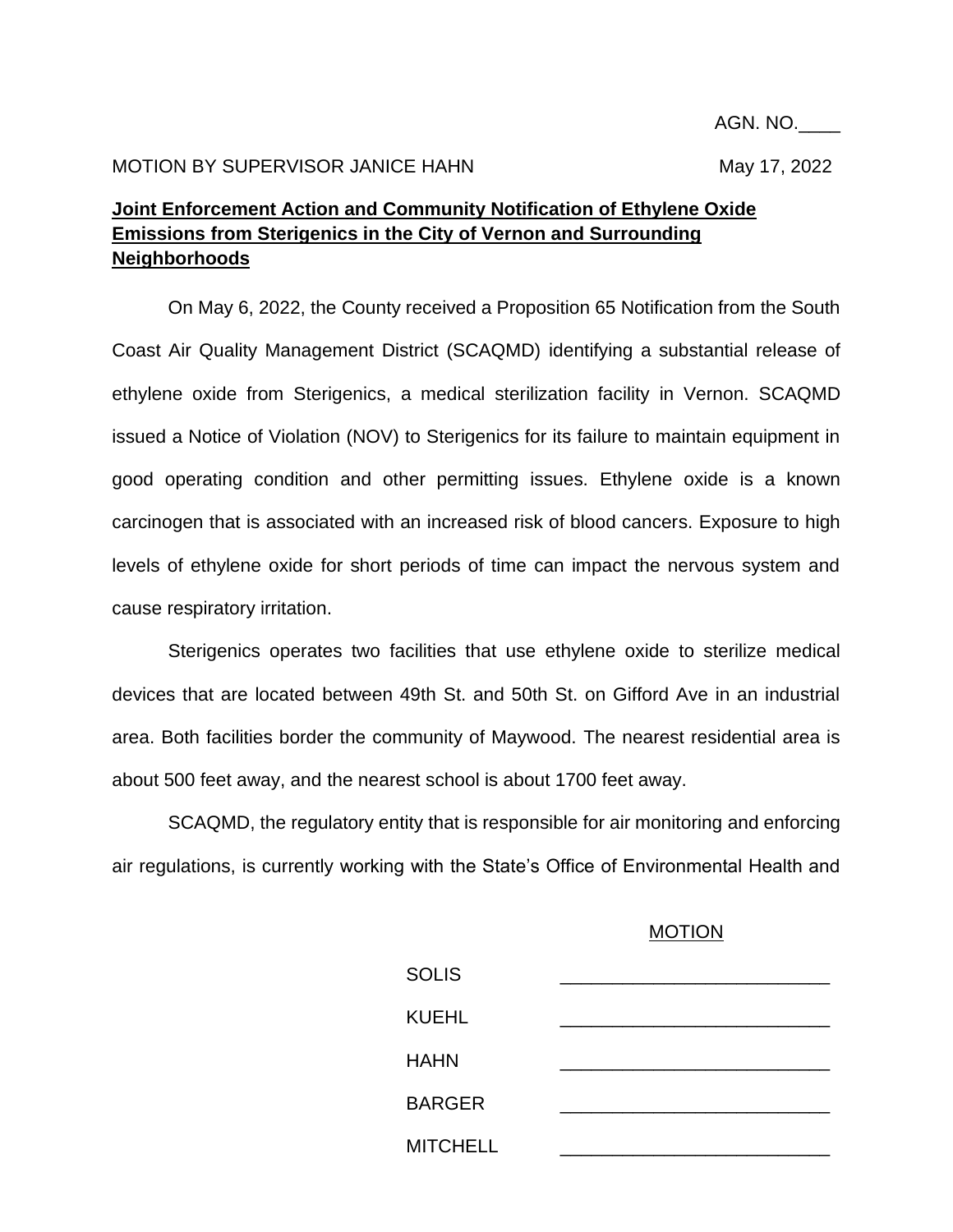AGN. NO.____

MOTION BY SUPERVISOR JANICE HAHN May 17, 2022

**Joint Enforcement Action and Community Notification of Ethylene Oxide Emissions from Sterigenics in the City of Vernon and Surrounding Neighborhoods**

On May 6, 2022, the County received a Proposition 65 Notification from the South Coast Air Quality Management District (SCAQMD) identifying a substantial release of ethylene oxide from Sterigenics, a medical sterilization facility in Vernon. SCAQMD issued a Notice of Violation (NOV) to Sterigenics for its failure to maintain equipment in good operating condition and other permitting issues. Ethylene oxide is a known carcinogen that is associated with an increased risk of blood cancers. Exposure to high levels of ethylene oxide for short periods of time can impact the nervous system and cause respiratory irritation.

Sterigenics operates two facilities that use ethylene oxide to sterilize medical devices that are located between 49th St. and 50th St. on Gifford Ave in an industrial area. Both facilities border the community of Maywood. The nearest residential area is about 500 feet away, and the nearest school is about 1700 feet away.

SCAQMD, the regulatory entity that is responsible for air monitoring and enforcing air regulations, is currently working with the State's Office of Environmental Health and

MOTION

| | |
|---|---|
| SOLIS | ___________________________ |
| KUEHL | ___________________________ |
| HAHN | ___________________________ |
| BARGER | ___________________________ |
| MITCHELL | ___________________________ |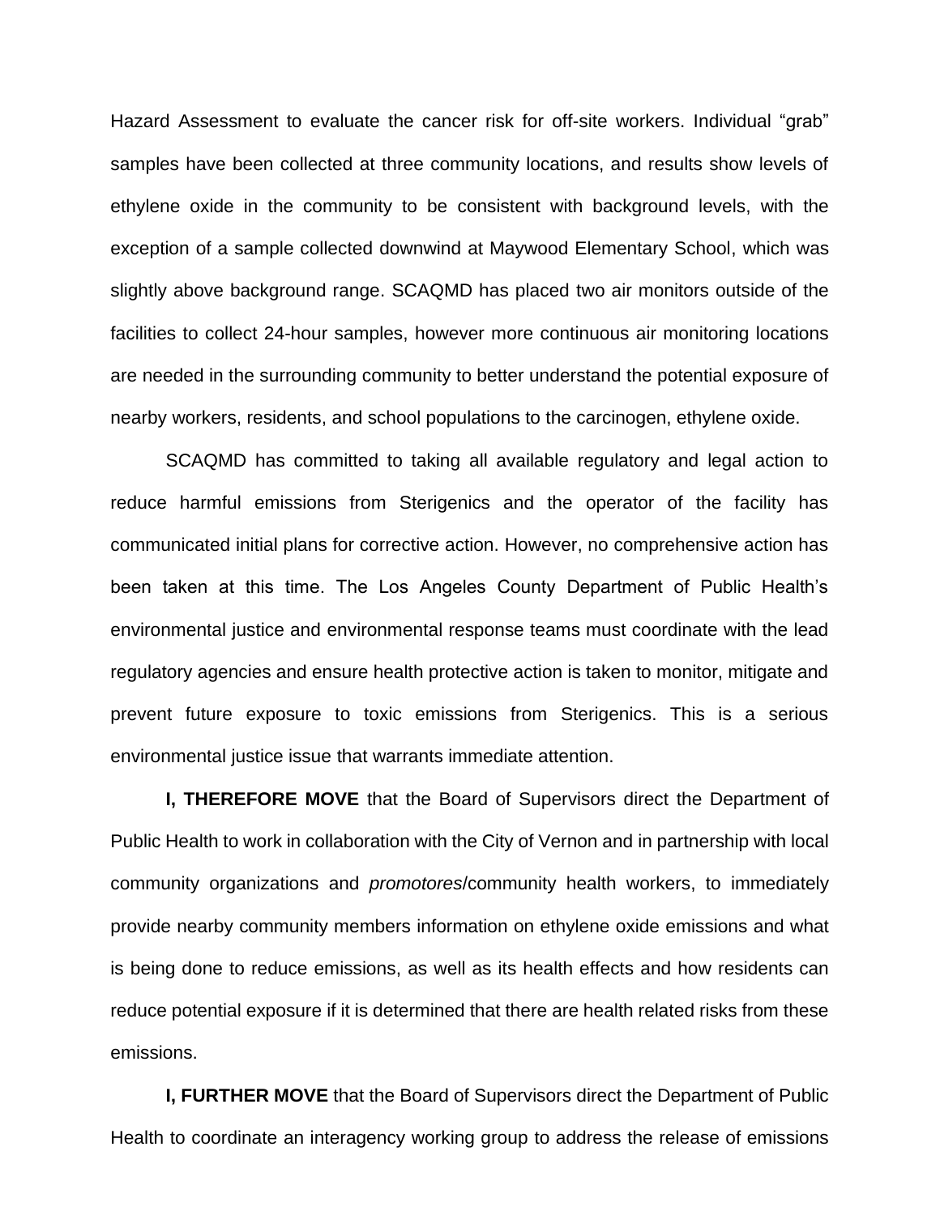Hazard Assessment to evaluate the cancer risk for off-site workers. Individual "grab" samples have been collected at three community locations, and results show levels of ethylene oxide in the community to be consistent with background levels, with the exception of a sample collected downwind at Maywood Elementary School, which was slightly above background range. SCAQMD has placed two air monitors outside of the facilities to collect 24-hour samples, however more continuous air monitoring locations are needed in the surrounding community to better understand the potential exposure of nearby workers, residents, and school populations to the carcinogen, ethylene oxide.

SCAQMD has committed to taking all available regulatory and legal action to reduce harmful emissions from Sterigenics and the operator of the facility has communicated initial plans for corrective action. However, no comprehensive action has been taken at this time. The Los Angeles County Department of Public Health's environmental justice and environmental response teams must coordinate with the lead regulatory agencies and ensure health protective action is taken to monitor, mitigate and prevent future exposure to toxic emissions from Sterigenics. This is a serious environmental justice issue that warrants immediate attention.

**I, THEREFORE MOVE** that the Board of Supervisors direct the Department of Public Health to work in collaboration with the City of Vernon and in partnership with local community organizations and *promotores*/community health workers, to immediately provide nearby community members information on ethylene oxide emissions and what is being done to reduce emissions, as well as its health effects and how residents can reduce potential exposure if it is determined that there are health related risks from these emissions.

**I, FURTHER MOVE** that the Board of Supervisors direct the Department of Public Health to coordinate an interagency working group to address the release of emissions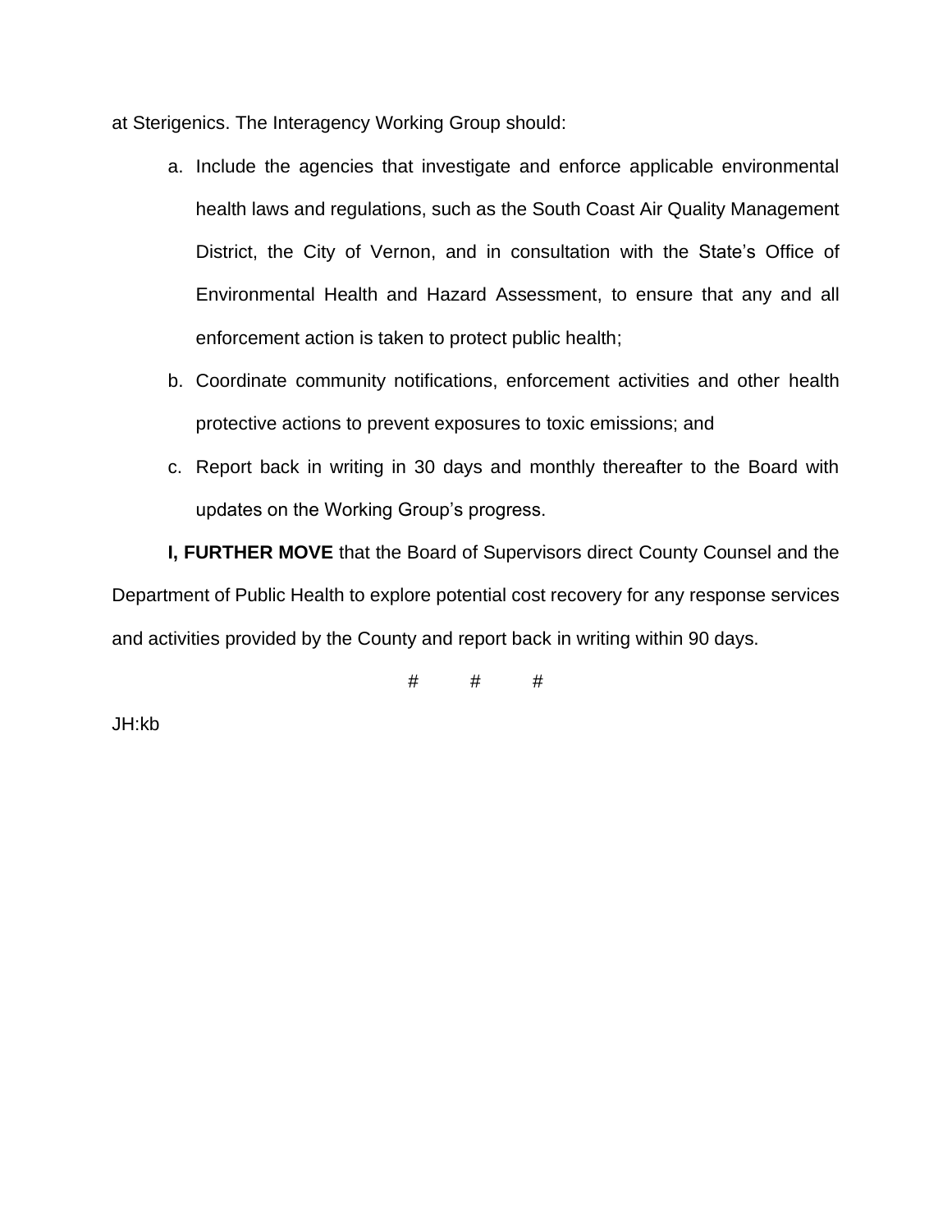at Sterigenics. The Interagency Working Group should:

a. Include the agencies that investigate and enforce applicable environmental health laws and regulations, such as the South Coast Air Quality Management District, the City of Vernon, and in consultation with the State's Office of Environmental Health and Hazard Assessment, to ensure that any and all enforcement action is taken to protect public health;

b. Coordinate community notifications, enforcement activities and other health protective actions to prevent exposures to toxic emissions; and

c. Report back in writing in 30 days and monthly thereafter to the Board with updates on the Working Group's progress.

**I, FURTHER MOVE** that the Board of Supervisors direct County Counsel and the Department of Public Health to explore potential cost recovery for any response services and activities provided by the County and report back in writing within 90 days.

\# # #

JH:kb